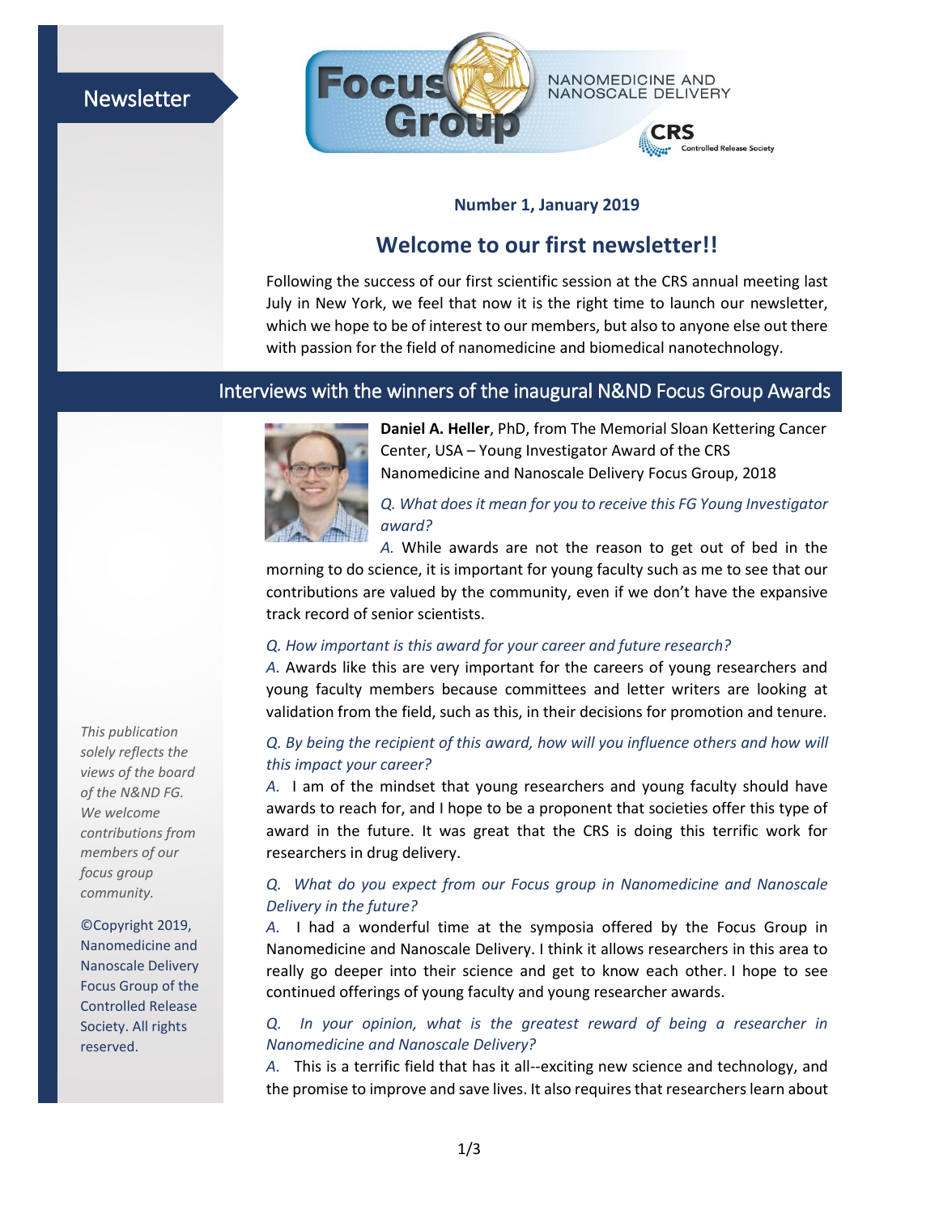Newsletter

NANOMEDICINE AND NANOSCALE DELIVERY

**Number 1, January 2019**

# Welcome to our first newsletter!!

Following the success of our first scientific session at the CRS annual meeting last July in New York, we feel that now it is the right time to launch our newsletter, which we hope to be of interest to our members, but also to anyone else out there with passion for the field of nanomedicine and biomedical nanotechnology.

## Interviews with the winners of the inaugural N&ND Focus Group Awards

**Daniel A. Heller**, PhD, from The Memorial Sloan Kettering Cancer Center, USA – Young Investigator Award of the CRS Nanomedicine and Nanoscale Delivery Focus Group, 2018

*Q. What does it mean for you to receive this FG Young Investigator award?*

*A.* While awards are not the reason to get out of bed in the morning to do science, it is important for young faculty such as me to see that our contributions are valued by the community, even if we don't have the expansive track record of senior scientists.

*Q. How important is this award for your career and future research?*

*A.* Awards like this are very important for the careers of young researchers and young faculty members because committees and letter writers are looking at validation from the field, such as this, in their decisions for promotion and tenure.

*Q. By being the recipient of this award, how will you influence others and how will this impact your career?*

*A.* I am of the mindset that young researchers and young faculty should have awards to reach for, and I hope to be a proponent that societies offer this type of award in the future. It was great that the CRS is doing this terrific work for researchers in drug delivery.

*Q. What do you expect from our Focus group in Nanomedicine and Nanoscale Delivery in the future?*

*A.* I had a wonderful time at the symposia offered by the Focus Group in Nanomedicine and Nanoscale Delivery. I think it allows researchers in this area to really go deeper into their science and get to know each other. I hope to see continued offerings of young faculty and young researcher awards.

*Q. In your opinion, what is the greatest reward of being a researcher in Nanomedicine and Nanoscale Delivery?*

*A.* This is a terrific field that has it all--exciting new science and technology, and the promise to improve and save lives. It also requires that researchers learn about

*This publication solely reflects the views of the board of the N&ND FG. We welcome contributions from members of our focus group community.*

©Copyright 2019, Nanomedicine and Nanoscale Delivery Focus Group of the Controlled Release Society. All rights reserved.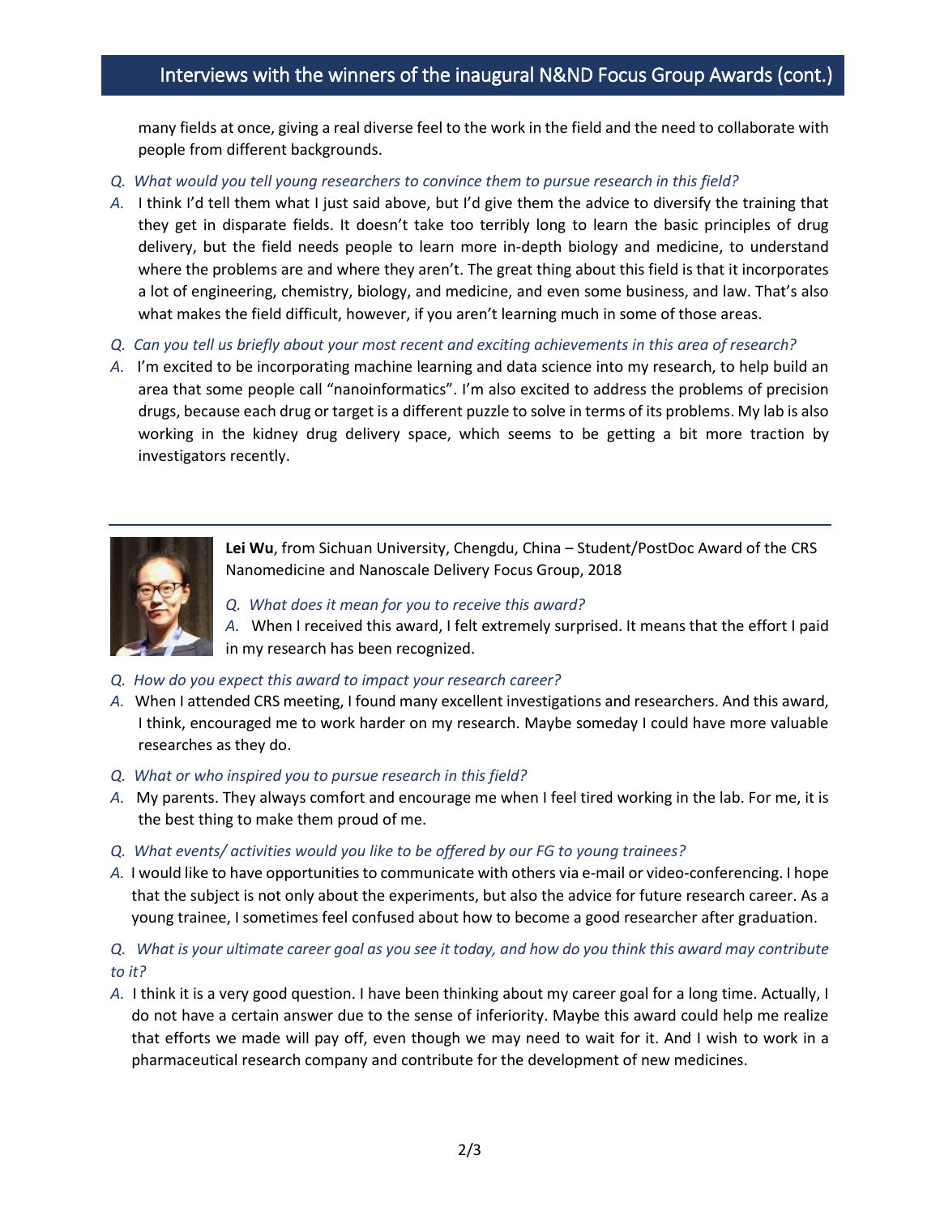many fields at once, giving a real diverse feel to the work in the field and the need to collaborate with people from different backgrounds.

*Q. What would you tell young researchers to convince them to pursue research in this field?*

*A.* I think I'd tell them what I just said above, but I'd give them the advice to diversify the training that they get in disparate fields. It doesn't take too terribly long to learn the basic principles of drug delivery, but the field needs people to learn more in-depth biology and medicine, to understand where the problems are and where they aren't. The great thing about this field is that it incorporates a lot of engineering, chemistry, biology, and medicine, and even some business, and law. That's also what makes the field difficult, however, if you aren't learning much in some of those areas.

*Q. Can you tell us briefly about your most recent and exciting achievements in this area of research?*

*A.* I'm excited to be incorporating machine learning and data science into my research, to help build an area that some people call "nanoinformatics". I'm also excited to address the problems of precision drugs, because each drug or target is a different puzzle to solve in terms of its problems. My lab is also working in the kidney drug delivery space, which seems to be getting a bit more traction by investigators recently.

---

**Lei Wu**, from Sichuan University, Chengdu, China – Student/PostDoc Award of the CRS Nanomedicine and Nanoscale Delivery Focus Group, 2018

*Q. What does it mean for you to receive this award?*

*A.* When I received this award, I felt extremely surprised. It means that the effort I paid in my research has been recognized.

*Q. How do you expect this award to impact your research career?*

*A.* When I attended CRS meeting, I found many excellent investigations and researchers. And this award, I think, encouraged me to work harder on my research. Maybe someday I could have more valuable researches as they do.

*Q. What or who inspired you to pursue research in this field?*

*A.* My parents. They always comfort and encourage me when I feel tired working in the lab. For me, it is the best thing to make them proud of me.

*Q. What events/ activities would you like to be offered by our FG to young trainees?*

*A.* I would like to have opportunities to communicate with others via e-mail or video-conferencing. I hope that the subject is not only about the experiments, but also the advice for future research career. As a young trainee, I sometimes feel confused about how to become a good researcher after graduation.

*Q. What is your ultimate career goal as you see it today, and how do you think this award may contribute to it?*

*A.* I think it is a very good question. I have been thinking about my career goal for a long time. Actually, I do not have a certain answer due to the sense of inferiority. Maybe this award could help me realize that efforts we made will pay off, even though we may need to wait for it. And I wish to work in a pharmaceutical research company and contribute for the development of new medicines.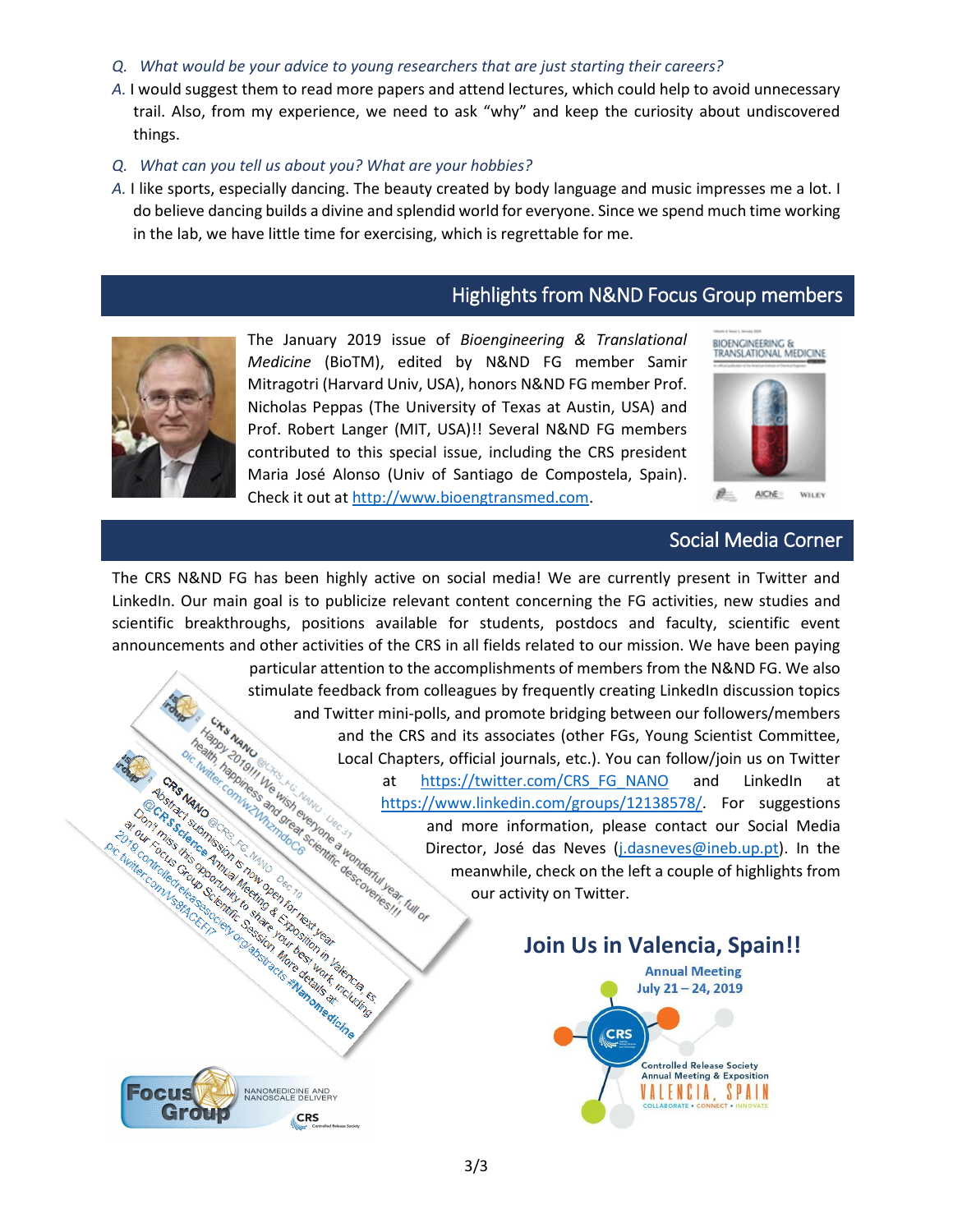*Q. What would be your advice to young researchers that are just starting their careers?*

*A.* I would suggest them to read more papers and attend lectures, which could help to avoid unnecessary trail. Also, from my experience, we need to ask "why" and keep the curiosity about undiscovered things.

*Q. What can you tell us about you? What are your hobbies?*

*A.* I like sports, especially dancing. The beauty created by body language and music impresses me a lot. I do believe dancing builds a divine and splendid world for everyone. Since we spend much time working in the lab, we have little time for exercising, which is regrettable for me.

## Highlights from N&ND Focus Group members

The January 2019 issue of *Bioengineering & Translational Medicine* (BioTM), edited by N&ND FG member Samir Mitragotri (Harvard Univ, USA), honors N&ND FG member Prof. Nicholas Peppas (The University of Texas at Austin, USA) and Prof. Robert Langer (MIT, USA)!! Several N&ND FG members contributed to this special issue, including the CRS president Maria José Alonso (Univ of Santiago de Compostela, Spain). Check it out at http://www.bioengtransmed.com.

## Social Media Corner

The CRS N&ND FG has been highly active on social media! We are currently present in Twitter and LinkedIn. Our main goal is to publicize relevant content concerning the FG activities, new studies and scientific breakthroughs, positions available for students, postdocs and faculty, scientific event announcements and other activities of the CRS in all fields related to our mission. We have been paying particular attention to the accomplishments of members from the N&ND FG. We also stimulate feedback from colleagues by frequently creating LinkedIn discussion topics and Twitter mini-polls, and promote bridging between our followers/members and the CRS and its associates (other FGs, Young Scientist Committee, Local Chapters, official journals, etc.). You can follow/join us on Twitter at https://twitter.com/CRS_FG_NANO and LinkedIn at https://www.linkedin.com/groups/12138578/. For suggestions and more information, please contact our Social Media Director, José das Neves (j.dasneves@ineb.up.pt). In the meanwhile, check on the left a couple of highlights from our activity on Twitter.

CRS NANO @CRS_FG_NANO · Dec 31
Happy 2019!!! We wish everyone a wonderful year, full of health, happiness and great scientific descoveries!!!
pic.twitter.com/wZWhzmdoC6

CRS NANO @CRS_FG_NANO · Dec 10
Abstract submission is now open for next year @CRSScience Annual Meeting & Exposition in Valencia, ES. Don't miss this opportunity to share your best work, including at our Focus Group Scientific Session. More details at: 2019.controlledreleasesociety.org/abstracts #Nanomedicine
pic.twitter.com/Vs8lACEf7

Focus Group NANOMEDICINE AND NANOSCALE DELIVERY CRS

**Join Us in Valencia, Spain!!**

Annual Meeting
July 21 – 24, 2019

Controlled Release Society Annual Meeting & Exposition
VALENCIA, SPAIN
COLLABORATE • CONNECT • INNOVATE